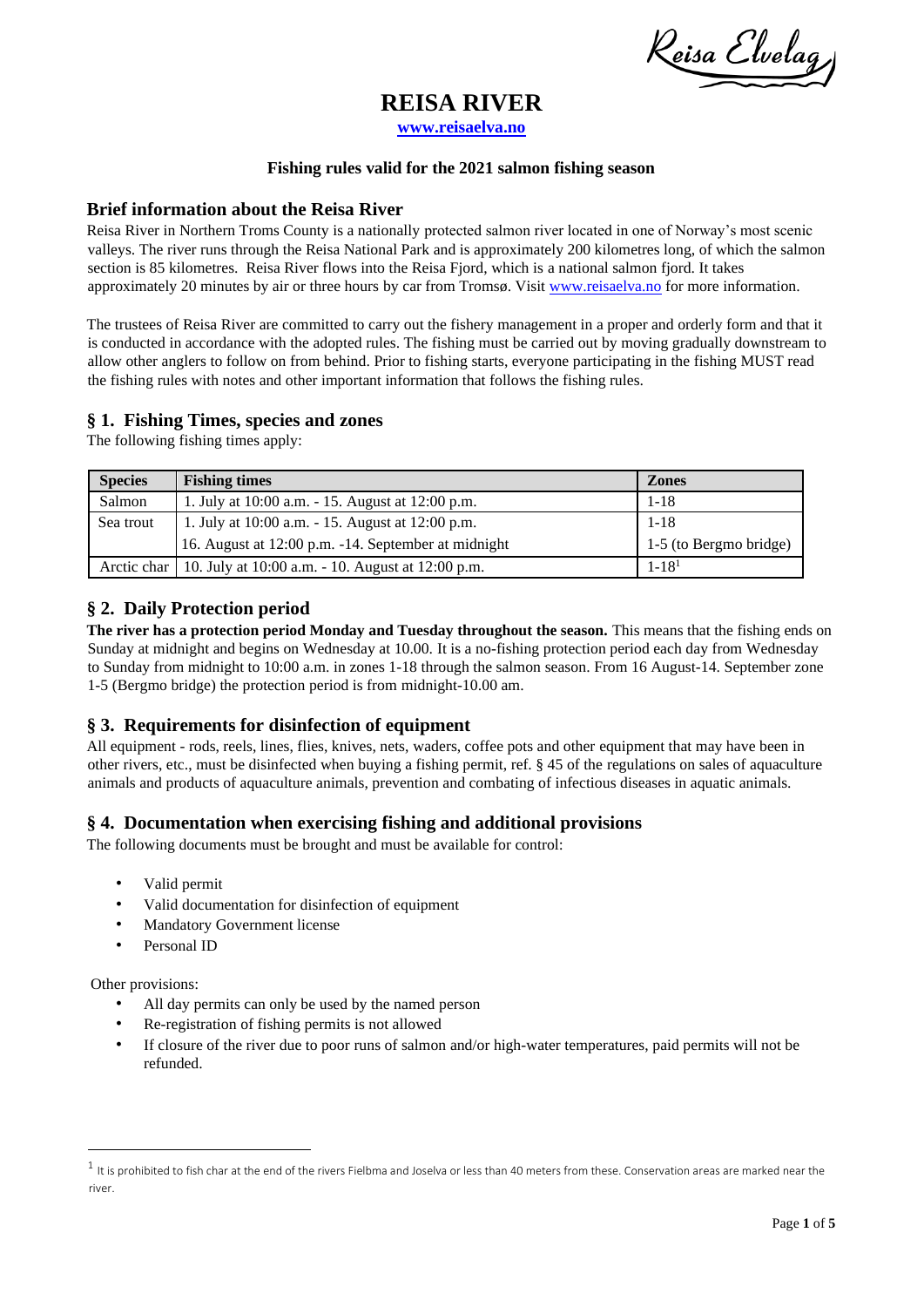# REISA RIVER

**www.reisaelva.no**

**Fishing rules valid for the 2021 salmon fishing season**

## Brief information about the Reisa River

Reisa River in Northern Troms County is a nationally protected salmon river located in one of Norway's most scenic valleys. The river runs through the Reisa National Park and is approximately 200 kilometres long, of which the salmon section is 85 kilometres. Reisa River flows into the Reisa Fjord, which is a national salmon fjord. It takes approximately 20 minutes by air or three hours by car from Tromsø. Visit www.reisaelva.no for more information.

The trustees of Reisa River are committed to carry out the fishery management in a proper and orderly form and that it is conducted in accordance with the adopted rules. The fishing must be carried out by moving gradually downstream to allow other anglers to follow on from behind. Prior to fishing starts, everyone participating in the fishing MUST read the fishing rules with notes and other important information that follows the fishing rules.

## § 1. Fishing Times, species and zones

The following fishing times apply:

| Species | Fishing times | Zones |
|---|---|---|
| Salmon | 1. July at 10:00 a.m. - 15. August at 12:00 p.m. | 1-18 |
| Sea trout | 1. July at 10:00 a.m. - 15. August at 12:00 p.m. | 1-18 |
| | 16. August at 12:00 p.m. -14. September at midnight | 1-5 (to Bergmo bridge) |
| Arctic char | 10. July at 10:00 a.m. - 10. August at 12:00 p.m. | 1-18[1] |

## § 2. Daily Protection period

**The river has a protection period Monday and Tuesday throughout the season.** This means that the fishing ends on Sunday at midnight and begins on Wednesday at 10.00. It is a no-fishing protection period each day from Wednesday to Sunday from midnight to 10:00 a.m. in zones 1-18 through the salmon season. From 16 August-14. September zone 1-5 (Bergmo bridge) the protection period is from midnight-10.00 am.

## § 3. Requirements for disinfection of equipment

All equipment - rods, reels, lines, flies, knives, nets, waders, coffee pots and other equipment that may have been in other rivers, etc., must be disinfected when buying a fishing permit, ref. § 45 of the regulations on sales of aquaculture animals and products of aquaculture animals, prevention and combating of infectious diseases in aquatic animals.

## § 4. Documentation when exercising fishing and additional provisions

The following documents must be brought and must be available for control:

- Valid permit
- Valid documentation for disinfection of equipment
- Mandatory Government license
- Personal ID

Other provisions:

- All day permits can only be used by the named person
- Re-registration of fishing permits is not allowed
- If closure of the river due to poor runs of salmon and/or high-water temperatures, paid permits will not be refunded.

---

[1] It is prohibited to fish char at the end of the rivers Fielbma and Joselva or less than 40 meters from these. Conservation areas are marked near the river.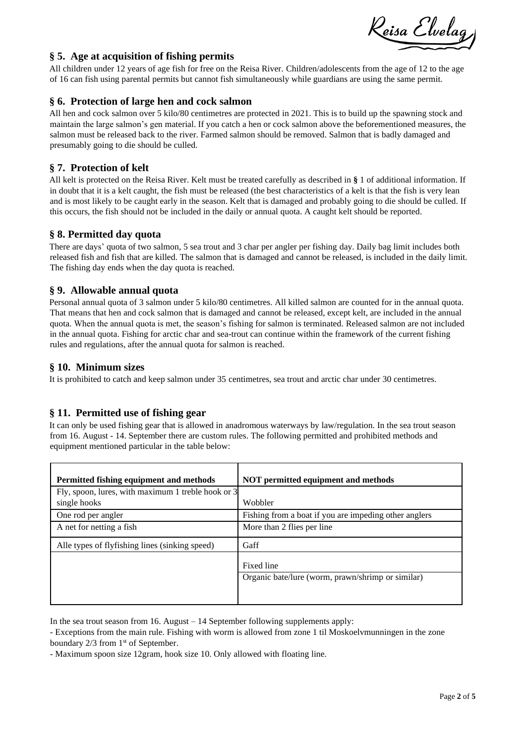## § 5. Age at acquisition of fishing permits

All children under 12 years of age fish for free on the Reisa River. Children/adolescents from the age of 12 to the age of 16 can fish using parental permits but cannot fish simultaneously while guardians are using the same permit.

## § 6. Protection of large hen and cock salmon

All hen and cock salmon over 5 kilo/80 centimetres are protected in 2021. This is to build up the spawning stock and maintain the large salmon's gen material. If you catch a hen or cock salmon above the beforementioned measures, the salmon must be released back to the river. Farmed salmon should be removed. Salmon that is badly damaged and presumably going to die should be culled.

## § 7. Protection of kelt

All kelt is protected on the Reisa River. Kelt must be treated carefully as described in **§** 1 of additional information. If in doubt that it is a kelt caught, the fish must be released (the best characteristics of a kelt is that the fish is very lean and is most likely to be caught early in the season. Kelt that is damaged and probably going to die should be culled. If this occurs, the fish should not be included in the daily or annual quota. A caught kelt should be reported.

## § 8. Permitted day quota

There are days' quota of two salmon, 5 sea trout and 3 char per angler per fishing day. Daily bag limit includes both released fish and fish that are killed. The salmon that is damaged and cannot be released, is included in the daily limit. The fishing day ends when the day quota is reached.

## § 9. Allowable annual quota

Personal annual quota of 3 salmon under 5 kilo/80 centimetres. All killed salmon are counted for in the annual quota. That means that hen and cock salmon that is damaged and cannot be released, except kelt, are included in the annual quota. When the annual quota is met, the season's fishing for salmon is terminated. Released salmon are not included in the annual quota. Fishing for arctic char and sea-trout can continue within the framework of the current fishing rules and regulations, after the annual quota for salmon is reached.

## § 10. Minimum sizes

It is prohibited to catch and keep salmon under 35 centimetres, sea trout and arctic char under 30 centimetres.

## § 11. Permitted use of fishing gear

It can only be used fishing gear that is allowed in anadromous waterways by law/regulation. In the sea trout season from 16. August - 14. September there are custom rules. The following permitted and prohibited methods and equipment mentioned particular in the table below:

| Permitted fishing equipment and methods | NOT permitted equipment and methods |
|---|---|
| Fly, spoon, lures, with maximum 1 treble hook or 3 single hooks | Wobbler |
| One rod per angler | Fishing from a boat if you are impeding other anglers |
| A net for netting a fish | More than 2 flies per line |
| Alle types of flyfishing lines (sinking speed) | Gaff |
| | Fixed line<br>Organic bate/lure (worm, prawn/shrimp or similar) |

In the sea trout season from 16. August – 14 September following supplements apply:

- Exceptions from the main rule. Fishing with worm is allowed from zone 1 til Moskoelvmunningen in the zone boundary 2/3 from 1st of September.
- Maximum spoon size 12gram, hook size 10. Only allowed with floating line.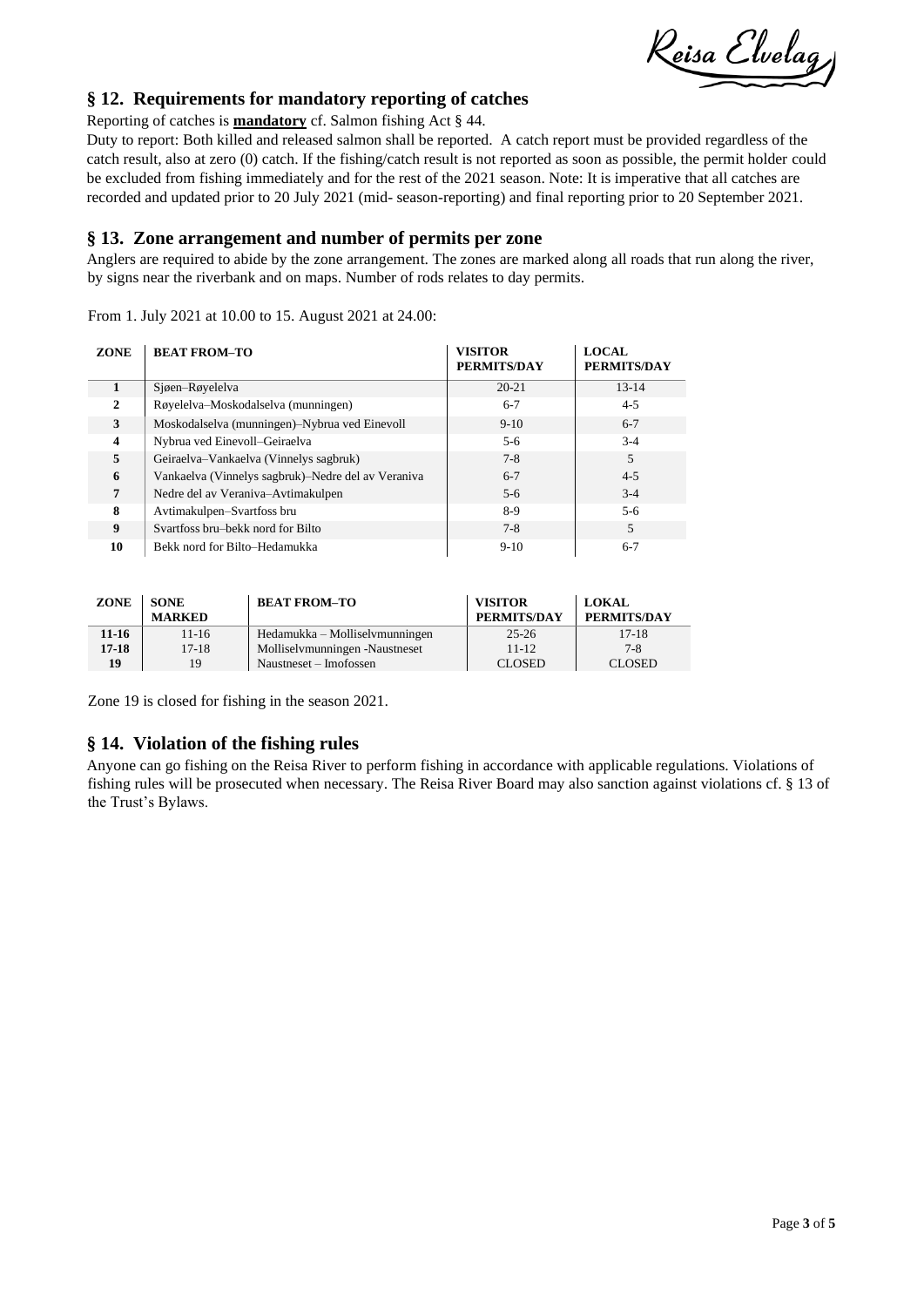## § 12. Requirements for mandatory reporting of catches

Reporting of catches is **mandatory** cf. Salmon fishing Act § 44.

Duty to report: Both killed and released salmon shall be reported. A catch report must be provided regardless of the catch result, also at zero (0) catch. If the fishing/catch result is not reported as soon as possible, the permit holder could be excluded from fishing immediately and for the rest of the 2021 season. Note: It is imperative that all catches are recorded and updated prior to 20 July 2021 (mid- season-reporting) and final reporting prior to 20 September 2021.

## § 13. Zone arrangement and number of permits per zone

Anglers are required to abide by the zone arrangement. The zones are marked along all roads that run along the river, by signs near the riverbank and on maps. Number of rods relates to day permits.

From 1. July 2021 at 10.00 to 15. August 2021 at 24.00:

| ZONE | BEAT FROM–TO | VISITOR PERMITS/DAY | LOCAL PERMITS/DAY |
|---|---|---|---|
| 1 | Sjøen–Røyelelva | 20-21 | 13-14 |
| 2 | Røyelelva–Moskodalselva (munningen) | 6-7 | 4-5 |
| 3 | Moskodalselva (munningen)–Nybrua ved Einevoll | 9-10 | 6-7 |
| 4 | Nybrua ved Einevoll–Geiraelva | 5-6 | 3-4 |
| 5 | Geiraelva–Vankaelva (Vinnelys sagbruk) | 7-8 | 5 |
| 6 | Vankaelva (Vinnelys sagbruk)–Nedre del av Veraniva | 6-7 | 4-5 |
| 7 | Nedre del av Veraniva–Avtimakulpen | 5-6 | 3-4 |
| 8 | Avtimakulpen–Svartfoss bru | 8-9 | 5-6 |
| 9 | Svartfoss bru–bekk nord for Bilto | 7-8 | 5 |
| 10 | Bekk nord for Bilto–Hedamukka | 9-10 | 6-7 |

| ZONE | SONE MARKED | BEAT FROM–TO | VISITOR PERMITS/DAY | LOKAL PERMITS/DAY |
|---|---|---|---|---|
| 11-16 | 11-16 | Hedamukka – Molliselvmunningen | 25-26 | 17-18 |
| 17-18 | 17-18 | Molliselvmunningen -Naustneset | 11-12 | 7-8 |
| 19 | 19 | Naustneset – Imofossen | CLOSED | CLOSED |

Zone 19 is closed for fishing in the season 2021.

## § 14. Violation of the fishing rules

Anyone can go fishing on the Reisa River to perform fishing in accordance with applicable regulations. Violations of fishing rules will be prosecuted when necessary. The Reisa River Board may also sanction against violations cf. § 13 of the Trust's Bylaws.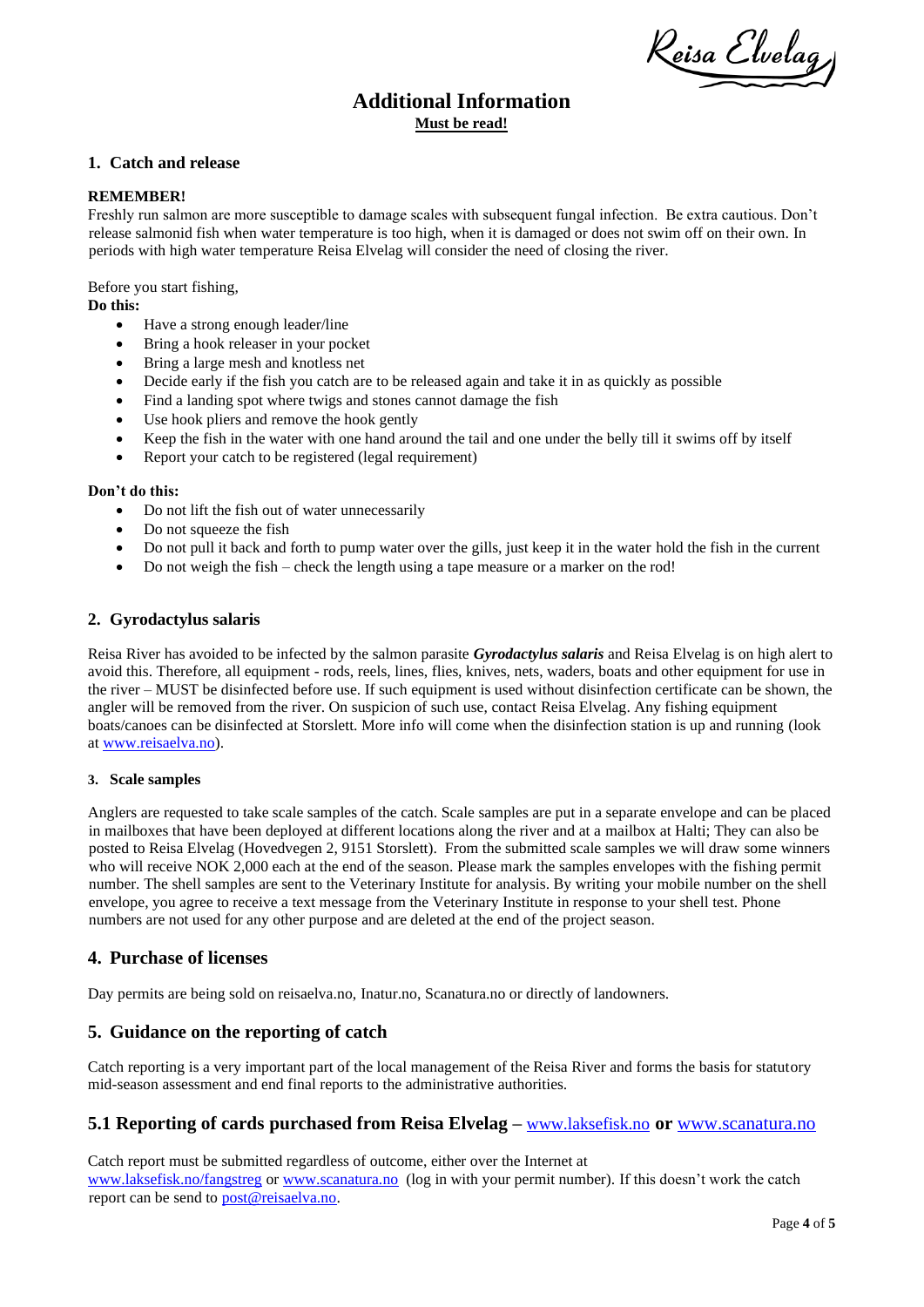Reisa Elvelag

# Additional Information

**Must be read!**

## 1. Catch and release

**REMEMBER!**

Freshly run salmon are more susceptible to damage scales with subsequent fungal infection. Be extra cautious. Don't release salmonid fish when water temperature is too high, when it is damaged or does not swim off on their own. In periods with high water temperature Reisa Elvelag will consider the need of closing the river.

Before you start fishing,

**Do this:**

- Have a strong enough leader/line
- Bring a hook releaser in your pocket
- Bring a large mesh and knotless net
- Decide early if the fish you catch are to be released again and take it in as quickly as possible
- Find a landing spot where twigs and stones cannot damage the fish
- Use hook pliers and remove the hook gently
- Keep the fish in the water with one hand around the tail and one under the belly till it swims off by itself
- Report your catch to be registered (legal requirement)

**Don't do this:**

- Do not lift the fish out of water unnecessarily
- Do not squeeze the fish
- Do not pull it back and forth to pump water over the gills, just keep it in the water hold the fish in the current
- Do not weigh the fish – check the length using a tape measure or a marker on the rod!

## 2. Gyrodactylus salaris

Reisa River has avoided to be infected by the salmon parasite ***Gyrodactylus salaris*** and Reisa Elvelag is on high alert to avoid this. Therefore, all equipment - rods, reels, lines, flies, knives, nets, waders, boats and other equipment for use in the river – MUST be disinfected before use. If such equipment is used without disinfection certificate can be shown, the angler will be removed from the river. On suspicion of such use, contact Reisa Elvelag. Any fishing equipment boats/canoes can be disinfected at Storslett. More info will come when the disinfection station is up and running (look at www.reisaelva.no).

### 3. Scale samples

Anglers are requested to take scale samples of the catch. Scale samples are put in a separate envelope and can be placed in mailboxes that have been deployed at different locations along the river and at a mailbox at Halti; They can also be posted to Reisa Elvelag (Hovedvegen 2, 9151 Storslett). From the submitted scale samples we will draw some winners who will receive NOK 2,000 each at the end of the season. Please mark the samples envelopes with the fishing permit number. The shell samples are sent to the Veterinary Institute for analysis. By writing your mobile number on the shell envelope, you agree to receive a text message from the Veterinary Institute in response to your shell test. Phone numbers are not used for any other purpose and are deleted at the end of the project season.

## 4. Purchase of licenses

Day permits are being sold on reisaelva.no, Inatur.no, Scanatura.no or directly of landowners.

## 5. Guidance on the reporting of catch

Catch reporting is a very important part of the local management of the Reisa River and forms the basis for statutory mid-season assessment and end final reports to the administrative authorities.

## 5.1 Reporting of cards purchased from Reisa Elvelag – www.laksefisk.no or www.scanatura.no

Catch report must be submitted regardless of outcome, either over the Internet at www.laksefisk.no/fangstreg or www.scanatura.no (log in with your permit number). If this doesn't work the catch report can be send to post@reisaelva.no.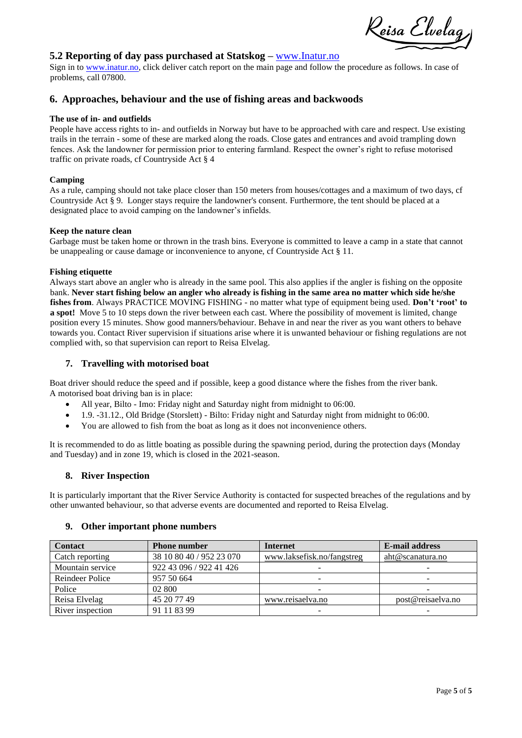## 5.2 Reporting of day pass purchased at Statskog – www.Inatur.no

Sign in to www.inatur.no, click deliver catch report on the main page and follow the procedure as follows. In case of problems, call 07800.

## 6. Approaches, behaviour and the use of fishing areas and backwoods

**The use of in- and outfields**

People have access rights to in- and outfields in Norway but have to be approached with care and respect. Use existing trails in the terrain - some of these are marked along the roads. Close gates and entrances and avoid trampling down fences. Ask the landowner for permission prior to entering farmland. Respect the owner's right to refuse motorised traffic on private roads, cf Countryside Act § 4

**Camping**

As a rule, camping should not take place closer than 150 meters from houses/cottages and a maximum of two days, cf Countryside Act § 9. Longer stays require the landowner's consent. Furthermore, the tent should be placed at a designated place to avoid camping on the landowner's infields.

**Keep the nature clean**

Garbage must be taken home or thrown in the trash bins. Everyone is committed to leave a camp in a state that cannot be unappealing or cause damage or inconvenience to anyone, cf Countryside Act § 11.

**Fishing etiquette**

Always start above an angler who is already in the same pool. This also applies if the angler is fishing on the opposite bank. **Never start fishing below an angler who already is fishing in the same area no matter which side he/she fishes from**. Always PRACTICE MOVING FISHING - no matter what type of equipment being used. **Don't 'root' to a spot!** Move 5 to 10 steps down the river between each cast. Where the possibility of movement is limited, change position every 15 minutes. Show good manners/behaviour. Behave in and near the river as you want others to behave towards you. Contact River supervision if situations arise where it is unwanted behaviour or fishing regulations are not complied with, so that supervision can report to Reisa Elvelag.

## 7. Travelling with motorised boat

Boat driver should reduce the speed and if possible, keep a good distance where the fishes from the river bank.
A motorised boat driving ban is in place:

- All year, Bilto - Imo: Friday night and Saturday night from midnight to 06:00.
- 1.9. -31.12., Old Bridge (Storslett) - Bilto: Friday night and Saturday night from midnight to 06:00.
- You are allowed to fish from the boat as long as it does not inconvenience others.

It is recommended to do as little boating as possible during the spawning period, during the protection days (Monday and Tuesday) and in zone 19, which is closed in the 2021-season.

## 8. River Inspection

It is particularly important that the River Service Authority is contacted for suspected breaches of the regulations and by other unwanted behaviour, so that adverse events are documented and reported to Reisa Elvelag.

## 9. Other important phone numbers

| Contact | Phone number | Internet | E-mail address |
|---|---|---|---|
| Catch reporting | 38 10 80 40 / 952 23 070 | www.laksefisk.no/fangstreg | aht@scanatura.no |
| Mountain service | 922 43 096 / 922 41 426 | - | - |
| Reindeer Police | 957 50 664 | - | - |
| Police | 02 800 | - | - |
| Reisa Elvelag | 45 20 77 49 | www.reisaelva.no | post@reisaelva.no |
| River inspection | 91 11 83 99 | - | - |